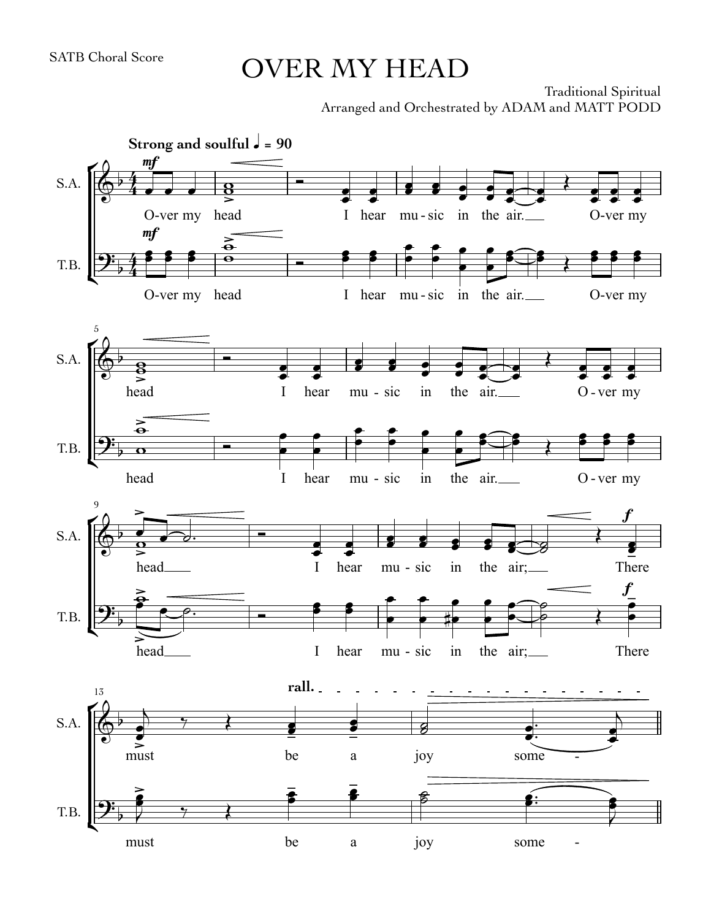SATB Choral Score

# OVER MY HEAD

Traditional Spiritual

Arranged and Orchestrated by ADAM and MATT PODD

**Strong and soulful** ♩ = 90

S.A. / T.B.

O-ver my head I hear mu-sic in the air. O-ver my head I hear mu-sic in the air. O-ver my head I hear mu-sic in the air; There must be a joy some -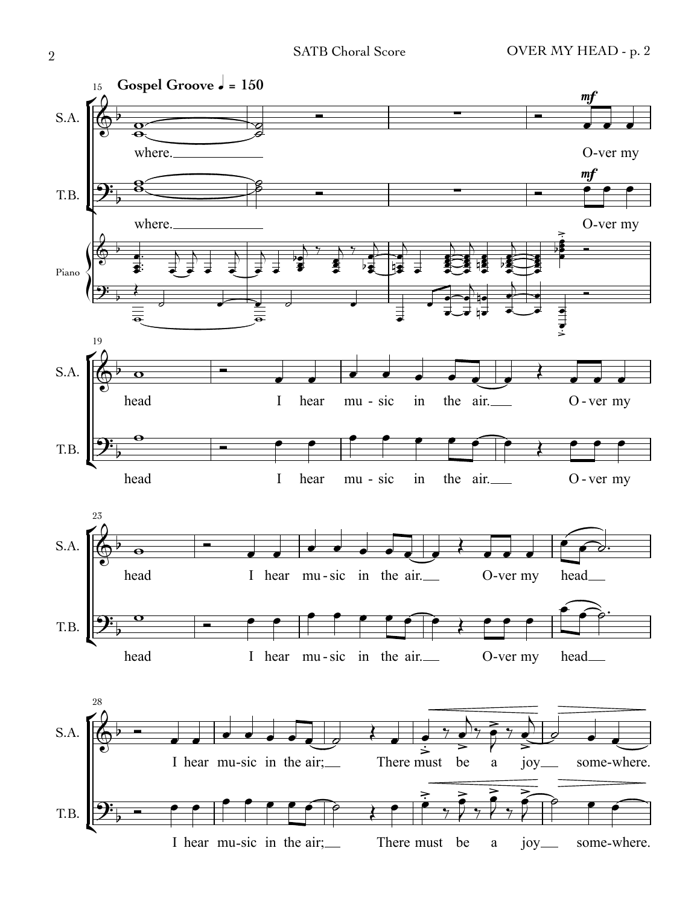**Gospel Groove** ♩ = 150

S.A.: where. O-ver my head I hear mu-sic in the air. O-ver my head I hear mu-sic in the air. O-ver my head I hear mu-sic in the air; There must be a joy some-where.

T.B.: where. O-ver my head I hear mu-sic in the air. O-ver my head I hear mu-sic in the air. O-ver my head I hear mu-sic in the air; There must be a joy some-where.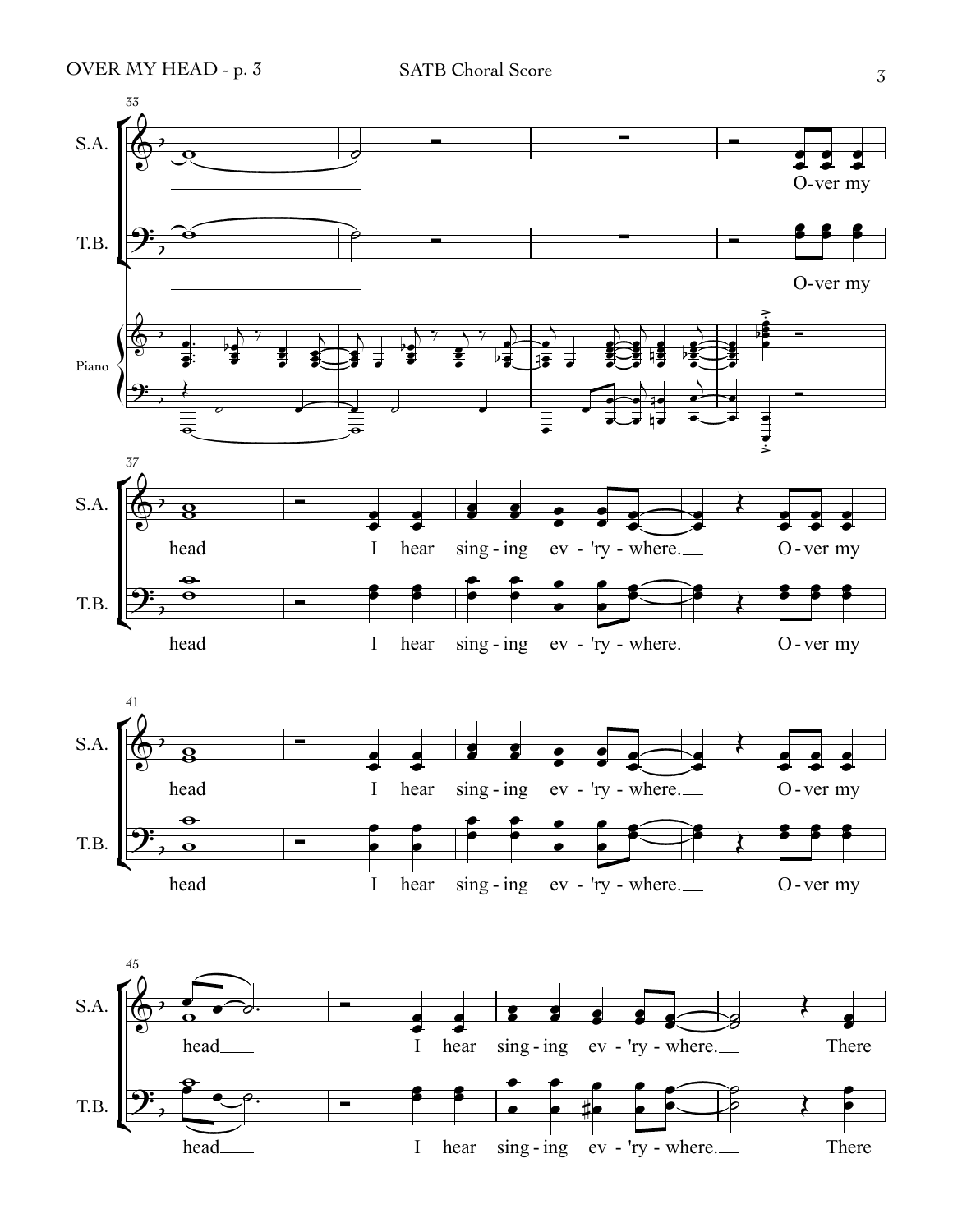S.A. / T.B. / Piano

33

O-ver my

37

head I hear sing-ing ev-'ry-where. O-ver my

41

head I hear sing-ing ev-'ry-where. O-ver my

45

head I hear sing-ing ev-'ry-where. There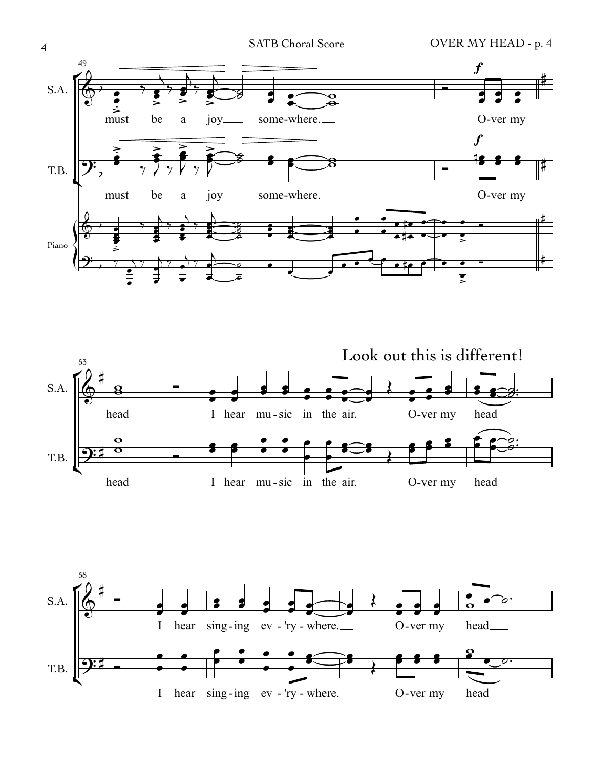Look out this is different!

must be a joy some-where.

O-ver my head

I hear mu-sic in the air.

O-ver my head

I hear sing-ing ev-'ry-where.

O-ver my head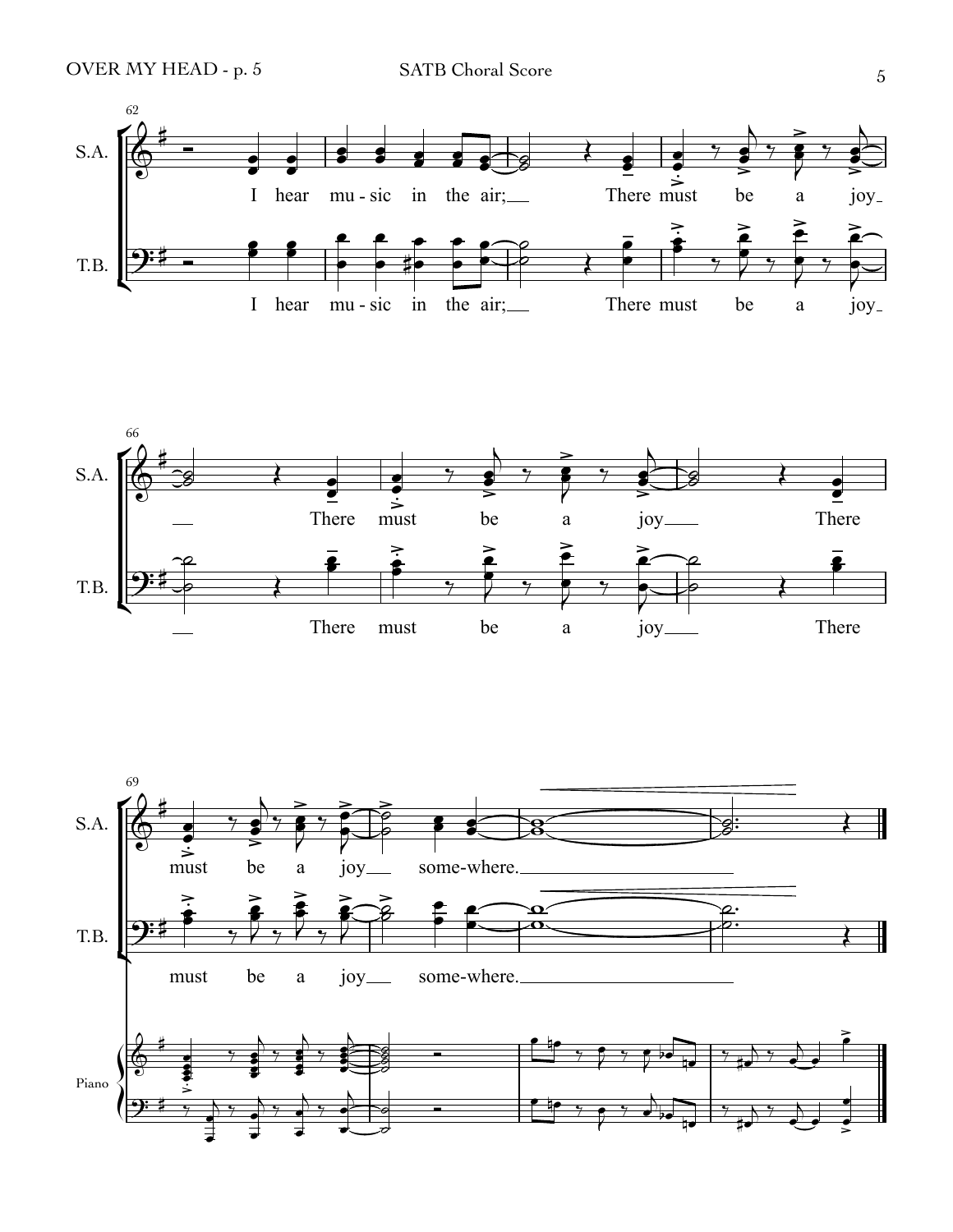S.A.

I hear mu - sic in the air; There must be a joy

T.B.

I hear mu - sic in the air; There must be a joy

S.A.

There must be a joy There

T.B.

There must be a joy There

S.A.

must be a joy some-where.

T.B.

must be a joy some-where.

Piano